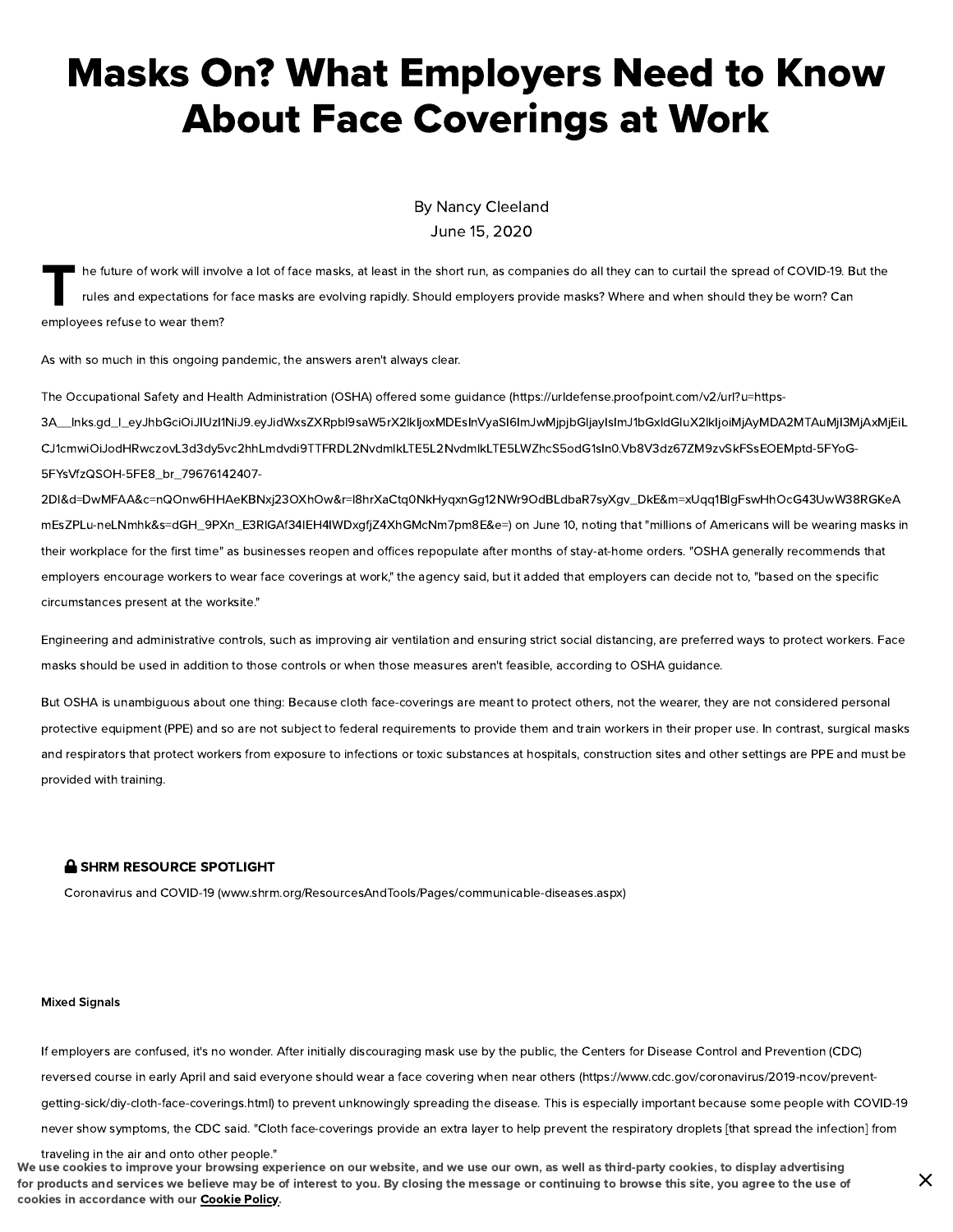# Masks On? What Employers Need to Know About Face Coverings at Work

By Nancy Cleeland
June 15, 2020

The future of work will involve a lot of face masks, at least in the short run, as companies do all they can to curtail the spread of COVID-19. But the rules and expectations for face masks are evolving rapidly. Should employers provide masks? Where and when should they be worn? Can employees refuse to wear them?

As with so much in this ongoing pandemic, the answers aren't always clear.

The Occupational Safety and Health Administration (OSHA) offered some guidance (https://urldefense.proofpoint.com/v2/url?u=https-3A__lnks.gd_l_eyJhbGciOiJIUzI1NiJ9.eyJidWxsZXRpbl9saW5rX2lkIjoxMDEsInVyaSI6ImJwMjpjbGljayIsImJ1bGxldGluX2lkIjoiMjAyMDA2MTAuMjI3MjAxMjEiLCJ1cmwiOiJodHRwczovL3d3dy5vc2hhLmdvdi9TTFRDL2NvdmlkLTE5L2NvdmlkLTE5LWZhcS5odG1sIn0.Vb8V3dz67ZM9zvSkFSsEOEMptd-5FYoG-5FYsVfzQSOH-5FE8_br_79676142407-2Dl&d=DwMFAA&c=nQOnw6HHAeKBNxj23OXhOw&r=l8hrXaCtq0NkHyqxnGg12NWr9OdBLdbaR7syXgv_DkE&m=xUqq1BlgFswHhOcG43UwW38RGKeAmEsZPLu-neLNmhk&s=dGH_9PXn_E3RlGAf34lEH4lWDxgfjZ4XhGMcNm7pm8E&e=) on June 10, noting that "millions of Americans will be wearing masks in their workplace for the first time" as businesses reopen and offices repopulate after months of stay-at-home orders. "OSHA generally recommends that employers encourage workers to wear face coverings at work," the agency said, but it added that employers can decide not to, "based on the specific circumstances present at the worksite."

Engineering and administrative controls, such as improving air ventilation and ensuring strict social distancing, are preferred ways to protect workers. Face masks should be used in addition to those controls or when those measures aren't feasible, according to OSHA guidance.

But OSHA is unambiguous about one thing: Because cloth face-coverings are meant to protect others, not the wearer, they are not considered personal protective equipment (PPE) and so are not subject to federal requirements to provide them and train workers in their proper use. In contrast, surgical masks and respirators that protect workers from exposure to infections or toxic substances at hospitals, construction sites and other settings are PPE and must be provided with training.

**SHRM RESOURCE SPOTLIGHT**

Coronavirus and COVID-19 (www.shrm.org/ResourcesAndTools/Pages/communicable-diseases.aspx)

**Mixed Signals**

If employers are confused, it's no wonder. After initially discouraging mask use by the public, the Centers for Disease Control and Prevention (CDC) reversed course in early April and said everyone should wear a face covering when near others (https://www.cdc.gov/coronavirus/2019-ncov/prevent-getting-sick/diy-cloth-face-coverings.html) to prevent unknowingly spreading the disease. This is especially important because some people with COVID-19 never show symptoms, the CDC said. "Cloth face-coverings provide an extra layer to help prevent the respiratory droplets [that spread the infection] from traveling in the air and onto other people."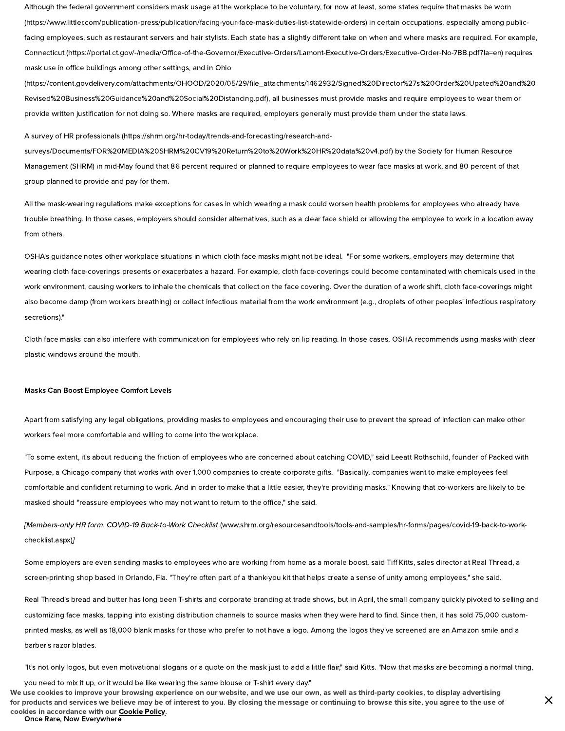Although the federal government considers mask usage at the workplace to be voluntary, for now at least, some states require that masks be worn (https://www.littler.com/publication-press/publication/facing-your-face-mask-duties-list-statewide-orders) in certain occupations, especially among public-facing employees, such as restaurant servers and hair stylists. Each state has a slightly different take on when and where masks are required. For example, Connecticut (https://portal.ct.gov/-/media/Office-of-the-Governor/Executive-Orders/Lamont-Executive-Orders/Executive-Order-No-7BB.pdf?la=en) requires mask use in office buildings among other settings, and in Ohio (https://content.govdelivery.com/attachments/OHOOD/2020/05/29/file_attachments/1462932/Signed%20Director%27s%20Order%20Upated%20and%20Revised%20Business%20Guidance%20and%20Social%20Distancing.pdf), all businesses must provide masks and require employees to wear them or provide written justification for not doing so. Where masks are required, employers generally must provide them under the state laws.

A survey of HR professionals (https://shrm.org/hr-today/trends-and-forecasting/research-and-surveys/Documents/FOR%20MEDIA%20SHRM%20CV19%20Return%20to%20Work%20HR%20data%20v4.pdf) by the Society for Human Resource Management (SHRM) in mid-May found that 86 percent required or planned to require employees to wear face masks at work, and 80 percent of that group planned to provide and pay for them.

All the mask-wearing regulations make exceptions for cases in which wearing a mask could worsen health problems for employees who already have trouble breathing. In those cases, employers should consider alternatives, such as a clear face shield or allowing the employee to work in a location away from others.

OSHA's guidance notes other workplace situations in which cloth face masks might not be ideal. "For some workers, employers may determine that wearing cloth face-coverings presents or exacerbates a hazard. For example, cloth face-coverings could become contaminated with chemicals used in the work environment, causing workers to inhale the chemicals that collect on the face covering. Over the duration of a work shift, cloth face-coverings might also become damp (from workers breathing) or collect infectious material from the work environment (e.g., droplets of other peoples' infectious respiratory secretions)."

Cloth face masks can also interfere with communication for employees who rely on lip reading. In those cases, OSHA recommends using masks with clear plastic windows around the mouth.

**Masks Can Boost Employee Comfort Levels**

Apart from satisfying any legal obligations, providing masks to employees and encouraging their use to prevent the spread of infection can make other workers feel more comfortable and willing to come into the workplace.

"To some extent, it's about reducing the friction of employees who are concerned about catching COVID," said Leeatt Rothschild, founder of Packed with Purpose, a Chicago company that works with over 1,000 companies to create corporate gifts. "Basically, companies want to make employees feel comfortable and confident returning to work. And in order to make that a little easier, they're providing masks." Knowing that co-workers are likely to be masked should "reassure employees who may not want to return to the office," she said.

*[Members-only HR form: COVID-19 Back-to-Work Checklist* (www.shrm.org/resourcesandtools/tools-and-samples/hr-forms/pages/covid-19-back-to-work-checklist.aspx)*]*

Some employers are even sending masks to employees who are working from home as a morale boost, said Tiff Kitts, sales director at Real Thread, a screen-printing shop based in Orlando, Fla. "They're often part of a thank-you kit that helps create a sense of unity among employees," she said.

Real Thread's bread and butter has long been T-shirts and corporate branding at trade shows, but in April, the small company quickly pivoted to selling and customizing face masks, tapping into existing distribution channels to source masks when they were hard to find. Since then, it has sold 75,000 custom-printed masks, as well as 18,000 blank masks for those who prefer to not have a logo. Among the logos they've screened are an Amazon smile and a barber's razor blades.

"It's not only logos, but even motivational slogans or a quote on the mask just to add a little flair," said Kitts. "Now that masks are becoming a normal thing, you need to mix it up, or it would be like wearing the same blouse or T-shirt every day."

**Once Rare, Now Everywhere**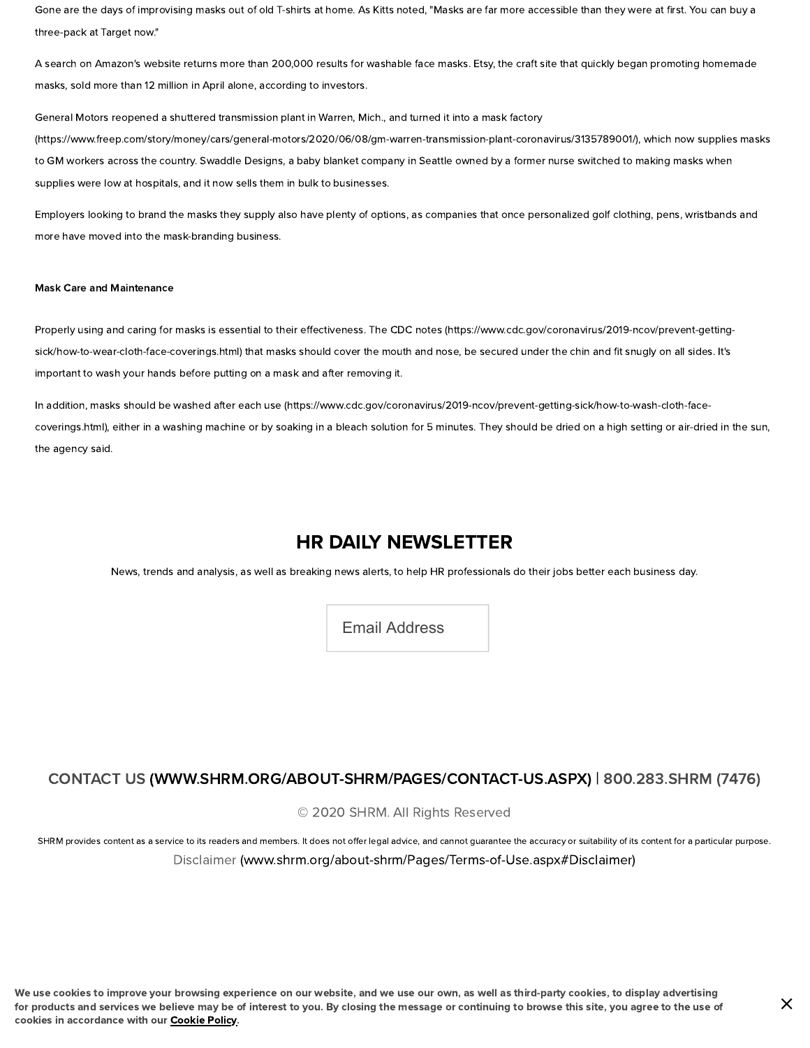Gone are the days of improvising masks out of old T-shirts at home. As Kitts noted, "Masks are far more accessible than they were at first. You can buy a three-pack at Target now."

A search on Amazon's website returns more than 200,000 results for washable face masks. Etsy, the craft site that quickly began promoting homemade masks, sold more than 12 million in April alone, according to investors.

General Motors reopened a shuttered transmission plant in Warren, Mich., and turned it into a mask factory (https://www.freep.com/story/money/cars/general-motors/2020/06/08/gm-warren-transmission-plant-coronavirus/3135789001/), which now supplies masks to GM workers across the country. Swaddle Designs, a baby blanket company in Seattle owned by a former nurse switched to making masks when supplies were low at hospitals, and it now sells them in bulk to businesses.

Employers looking to brand the masks they supply also have plenty of options, as companies that once personalized golf clothing, pens, wristbands and more have moved into the mask-branding business.

**Mask Care and Maintenance**

Properly using and caring for masks is essential to their effectiveness. The CDC notes (https://www.cdc.gov/coronavirus/2019-ncov/prevent-getting-sick/how-to-wear-cloth-face-coverings.html) that masks should cover the mouth and nose, be secured under the chin and fit snugly on all sides. It's important to wash your hands before putting on a mask and after removing it.

In addition, masks should be washed after each use (https://www.cdc.gov/coronavirus/2019-ncov/prevent-getting-sick/how-to-wash-cloth-face-coverings.html), either in a washing machine or by soaking in a bleach solution for 5 minutes. They should be dried on a high setting or air-dried in the sun, the agency said.

## HR DAILY NEWSLETTER

News, trends and analysis, as well as breaking news alerts, to help HR professionals do their jobs better each business day.

Email Address

CONTACT US (WWW.SHRM.ORG/ABOUT-SHRM/PAGES/CONTACT-US.ASPX) | 800.283.SHRM (7476)

© 2020 SHRM. All Rights Reserved

SHRM provides content as a service to its readers and members. It does not offer legal advice, and cannot guarantee the accuracy or suitability of its content for a particular purpose.
Disclaimer (www.shrm.org/about-shrm/Pages/Terms-of-Use.aspx#Disclaimer)

We use cookies to improve your browsing experience on our website, and we use our own, as well as third-party cookies, to display advertising for products and services we believe may be of interest to you. By closing the message or continuing to browse this site, you agree to the use of cookies in accordance with our **Cookie Policy**.